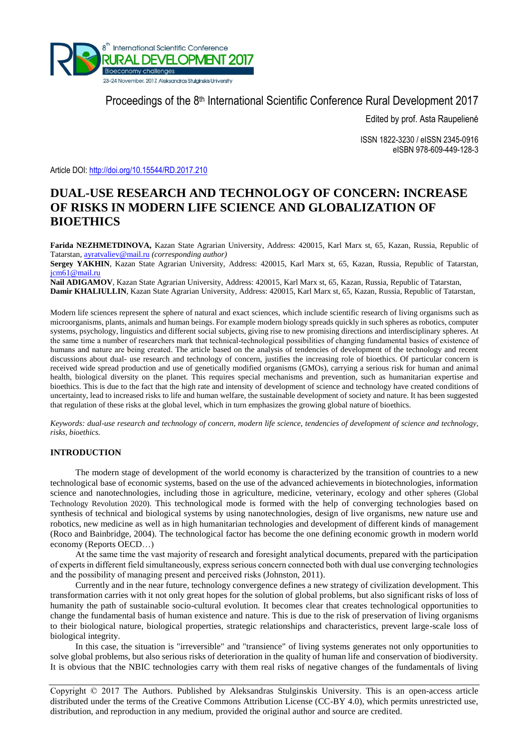Proceedings of the 8th International Scientific Conference Rural Development 2017

Edited by prof. Asta Raupelienė

ISSN 1822-3230 / eISSN 2345-0916
eISBN 978-609-449-128-3

Article DOI: http://doi.org/10.15544/RD.2017.210

# DUAL-USE RESEARCH AND TECHNOLOGY OF CONCERN: INCREASE OF RISKS IN MODERN LIFE SCIENCE AND GLOBALIZATION OF BIOETHICS

**Farida NEZHMETDINOVA,** Kazan State Agrarian University, Address: 420015, Karl Marx st, 65, Kazan, Russia, Republic of Tatarstan, ayratvaliev@mail.ru *(corresponding author)*

**Sergey YAKHIN**, Kazan State Agrarian University, Address: 420015, Karl Marx st, 65, Kazan, Russia, Republic of Tatarstan, jcm61@mail.ru

**Nail ADIGAMOV**, Kazan State Agrarian University, Address: 420015, Karl Marx st, 65, Kazan, Russia, Republic of Tatarstan,

**Damir KHALIULLIN**, Kazan State Agrarian University, Address: 420015, Karl Marx st, 65, Kazan, Russia, Republic of Tatarstan,

Modern life sciences represent the sphere of natural and exact sciences, which include scientific research of living organisms such as microorganisms, plants, animals and human beings. For example modern biology spreads quickly in such spheres as robotics, computer systems, psychology, linguistics and different social subjects, giving rise to new promising directions and interdisciplinary spheres. At the same time a number of researchers mark that technical-technological possibilities of changing fundamental basics of existence of humans and nature are being created. The article based on the analysis of tendencies of development of the technology and recent discussions about dual- use research and technology of concern, justifies the increasing role of bioethics. Of particular concern is received wide spread production and use of genetically modified organisms (GMOs), carrying a serious risk for human and animal health, biological diversity on the planet. This requires special mechanisms and prevention, such as humanitarian expertise and bioethics. This is due to the fact that the high rate and intensity of development of science and technology have created conditions of uncertainty, lead to increased risks to life and human welfare, the sustainable development of society and nature. It has been suggested that regulation of these risks at the global level, which in turn emphasizes the growing global nature of bioethics.

*Keywords: dual-use research and technology of concern, modern life science, tendencies of development of science and technology, risks, bioethics.*

## INTRODUCTION

The modern stage of development of the world economy is characterized by the transition of countries to a new technological base of economic systems, based on the use of the advanced achievements in biotechnologies, information science and nanotechnologies, including those in agriculture, medicine, veterinary, ecology and other spheres (Global Technology Revolution 2020). This technological mode is formed with the help of converging technologies based on synthesis of technical and biological systems by using nanotechnologies, design of live organisms, new nature use and robotics, new medicine as well as in high humanitarian technologies and development of different kinds of management (Roco and Bainbridge, 2004). The technological factor has become the one defining economic growth in modern world economy (Reports OECD…)

At the same time the vast majority of research and foresight analytical documents, prepared with the participation of experts in different field simultaneously, express serious concern connected both with dual use converging technologies and the possibility of managing present and perceived risks (Johnston, 2011).

Currently and in the near future, technology convergence defines a new strategy of civilization development. This transformation carries with it not only great hopes for the solution of global problems, but also significant risks of loss of humanity the path of sustainable socio-cultural evolution. It becomes clear that creates technological opportunities to change the fundamental basis of human existence and nature. This is due to the risk of preservation of living organisms to their biological nature, biological properties, strategic relationships and characteristics, prevent large-scale loss of biological integrity.

In this case, the situation is "irreversible" and "transience" of living systems generates not only opportunities to solve global problems, but also serious risks of deterioration in the quality of human life and conservation of biodiversity. It is obvious that the NBIC technologies carry with them real risks of negative changes of the fundamentals of living

Copyright © 2017 The Authors. Published by Aleksandras Stulginskis University. This is an open-access article distributed under the terms of the Creative Commons Attribution License (CC-BY 4.0), which permits unrestricted use, distribution, and reproduction in any medium, provided the original author and source are credited.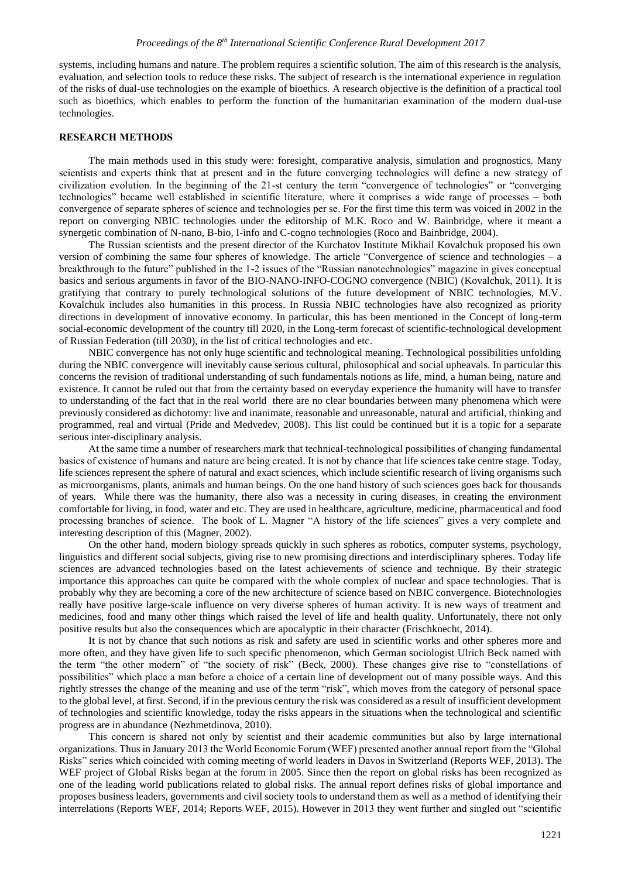systems, including humans and nature. The problem requires a scientific solution. The aim of this research is the analysis, evaluation, and selection tools to reduce these risks. The subject of research is the international experience in regulation of the risks of dual-use technologies on the example of bioethics. A research objective is the definition of a practical tool such as bioethics, which enables to perform the function of the humanitarian examination of the modern dual-use technologies.

## RESEARCH METHODS

The main methods used in this study were: foresight, comparative analysis, simulation and prognostics. Many scientists and experts think that at present and in the future converging technologies will define a new strategy of civilization evolution. In the beginning of the 21-st century the term "convergence of technologies" or "converging technologies" became well established in scientific literature, where it comprises a wide range of processes – both convergence of separate spheres of science and technologies per se. For the first time this term was voiced in 2002 in the report on converging NBIC technologies under the editorship of M.K. Roco and W. Bainbridge, where it meant a synergetic combination of N-nano, B-bio, I-info and C-cogno technologies (Roco and Bainbridge, 2004).

The Russian scientists and the present director of the Kurchatov Institute Mikhail Kovalchuk proposed his own version of combining the same four spheres of knowledge. The article "Convergence of science and technologies – a breakthrough to the future" published in the 1-2 issues of the "Russian nanotechnologies" magazine in gives conceptual basics and serious arguments in favor of the BIO-NANO-INFO-COGNO convergence (NBIC) (Kovalchuk, 2011). It is gratifying that contrary to purely technological solutions of the future development of NBIC technologies, M.V. Kovalchuk includes also humanities in this process. In Russia NBIC technologies have also recognized as priority directions in development of innovative economy. In particular, this has been mentioned in the Concept of long-term social-economic development of the country till 2020, in the Long-term forecast of scientific-technological development of Russian Federation (till 2030), in the list of critical technologies and etc.

NBIC convergence has not only huge scientific and technological meaning. Technological possibilities unfolding during the NBIC convergence will inevitably cause serious cultural, philosophical and social upheavals. In particular this concerns the revision of traditional understanding of such fundamentals notions as life, mind, a human being, nature and existence. It cannot be ruled out that from the certainty based on everyday experience the humanity will have to transfer to understanding of the fact that in the real world there are no clear boundaries between many phenomena which were previously considered as dichotomy: live and inanimate, reasonable and unreasonable, natural and artificial, thinking and programmed, real and virtual (Pride and Medvedev, 2008). This list could be continued but it is a topic for a separate serious inter-disciplinary analysis.

At the same time a number of researchers mark that technical-technological possibilities of changing fundamental basics of existence of humans and nature are being created. It is not by chance that life sciences take centre stage. Today, life sciences represent the sphere of natural and exact sciences, which include scientific research of living organisms such as microorganisms, plants, animals and human beings. On the one hand history of such sciences goes back for thousands of years. While there was the humanity, there also was a necessity in curing diseases, in creating the environment comfortable for living, in food, water and etc. They are used in healthcare, agriculture, medicine, pharmaceutical and food processing branches of science. The book of L. Magner "A history of the life sciences" gives a very complete and interesting description of this (Magner, 2002).

On the other hand, modern biology spreads quickly in such spheres as robotics, computer systems, psychology, linguistics and different social subjects, giving rise to new promising directions and interdisciplinary spheres. Today life sciences are advanced technologies based on the latest achievements of science and technique. By their strategic importance this approaches can quite be compared with the whole complex of nuclear and space technologies. That is probably why they are becoming a core of the new architecture of science based on NBIC convergence. Biotechnologies really have positive large-scale influence on very diverse spheres of human activity. It is new ways of treatment and medicines, food and many other things which raised the level of life and health quality. Unfortunately, there not only positive results but also the consequences which are apocalyptic in their character (Frischknecht, 2014).

It is not by chance that such notions as risk and safety are used in scientific works and other spheres more and more often, and they have given life to such specific phenomenon, which German sociologist Ulrich Beck named with the term "the other modern" of "the society of risk" (Beck, 2000). These changes give rise to "constellations of possibilities" which place a man before a choice of a certain line of development out of many possible ways. And this rightly stresses the change of the meaning and use of the term "risk", which moves from the category of personal space to the global level, at first. Second, if in the previous century the risk was considered as a result of insufficient development of technologies and scientific knowledge, today the risks appears in the situations when the technological and scientific progress are in abundance (Nezhmetdinova, 2010).

This concern is shared not only by scientist and their academic communities but also by large international organizations. Thus in January 2013 the World Economic Forum (WEF) presented another annual report from the "Global Risks" series which coincided with coming meeting of world leaders in Davos in Switzerland (Reports WEF, 2013). The WEF project of Global Risks began at the forum in 2005. Since then the report on global risks has been recognized as one of the leading world publications related to global risks. The annual report defines risks of global importance and proposes business leaders, governments and civil society tools to understand them as well as a method of identifying their interrelations (Reports WEF, 2014; Reports WEF, 2015). However in 2013 they went further and singled out "scientific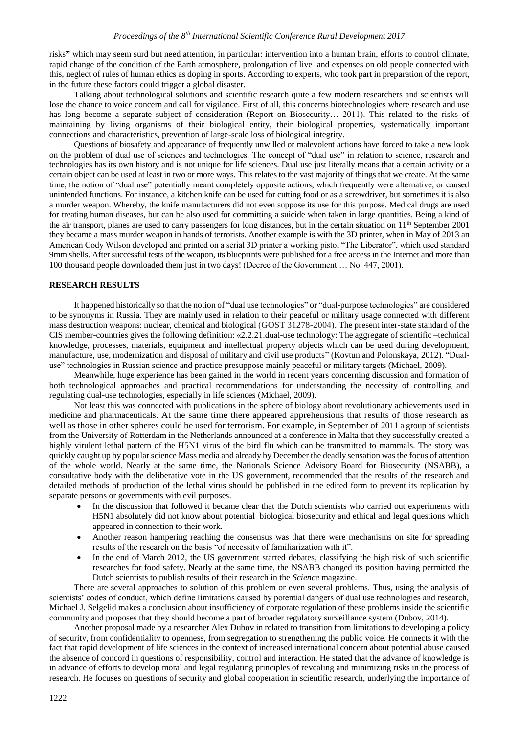risks**"** which may seem surd but need attention, in particular: intervention into a human brain, efforts to control climate, rapid change of the condition of the Earth atmosphere, prolongation of live and expenses on old people connected with this, neglect of rules of human ethics as doping in sports. According to experts, who took part in preparation of the report, in the future these factors could trigger a global disaster.

Talking about technological solutions and scientific research quite a few modern researchers and scientists will lose the chance to voice concern and call for vigilance. First of all, this concerns biotechnologies where research and use has long become a separate subject of consideration (Report on Biosecurity… 2011). This related to the risks of maintaining by living organisms of their biological entity, their biological properties, systematically important connections and characteristics, prevention of large-scale loss of biological integrity.

Questions of biosafety and appearance of frequently unwilled or malevolent actions have forced to take a new look on the problem of dual use of sciences and technologies. The concept of "dual use" in relation to science, research and technologies has its own history and is not unique for life sciences. Dual use just literally means that a certain activity or a certain object can be used at least in two or more ways. This relates to the vast majority of things that we create. At the same time, the notion of "dual use" potentially meant completely opposite actions, which frequently were alternative, or caused unintended functions. For instance, a kitchen knife can be used for cutting food or as a screwdriver, but sometimes it is also a murder weapon. Whereby, the knife manufacturers did not even suppose its use for this purpose. Medical drugs are used for treating human diseases, but can be also used for committing a suicide when taken in large quantities. Being a kind of the air transport, planes are used to carry passengers for long distances, but in the certain situation on 11th September 2001 they became a mass murder weapon in hands of terrorists. Another example is with the 3D printer, when in May of 2013 an American Cody Wilson developed and printed on a serial 3D printer a working pistol "The Liberator", which used standard 9mm shells. After successful tests of the weapon, its blueprints were published for a free access in the Internet and more than 100 thousand people downloaded them just in two days! (Decree of the Government … No. 447, 2001).

## RESEARCH RESULTS

It happened historically so that the notion of "dual use technologies" or "dual-purpose technologies" are considered to be synonyms in Russia. They are mainly used in relation to their peaceful or military usage connected with different mass destruction weapons: nuclear, chemical and biological (GOST 31278-2004). The present inter-state standard of the CIS member-countries gives the following definition: «2.2.21.dual-use technology: The aggregate of scientific –technical knowledge, processes, materials, equipment and intellectual property objects which can be used during development, manufacture, use, modernization and disposal of military and civil use products" (Kovtun and Polonskaya, 2012). "Dual-use" technologies in Russian science and practice presuppose mainly peaceful or military targets (Michael, 2009).

Meanwhile, huge experience has been gained in the world in recent years concerning discussion and formation of both technological approaches and practical recommendations for understanding the necessity of controlling and regulating dual-use technologies, especially in life sciences (Michael, 2009).

Not least this was connected with publications in the sphere of biology about revolutionary achievements used in medicine and pharmaceuticals. At the same time there appeared apprehensions that results of those research as well as those in other spheres could be used for terrorism. For example, in September of 2011 a group of scientists from the University of Rotterdam in the Netherlands announced at a conference in Malta that they successfully created a highly virulent lethal pattern of the H5N1 virus of the bird flu which can be transmitted to mammals. The story was quickly caught up by popular science Mass media and already by December the deadly sensation was the focus of attention of the whole world. Nearly at the same time, the Nationals Science Advisory Board for Biosecurity (NSABB), a consultative body with the deliberative vote in the US government, recommended that the results of the research and detailed methods of production of the lethal virus should be published in the edited form to prevent its replication by separate persons or governments with evil purposes.

- In the discussion that followed it became clear that the Dutch scientists who carried out experiments with H5N1 absolutely did not know about potential biological biosecurity and ethical and legal questions which appeared in connection to their work.
- Another reason hampering reaching the consensus was that there were mechanisms on site for spreading results of the research on the basis "of necessity of familiarization with it".
- In the end of March 2012, the US government started debates, classifying the high risk of such scientific researches for food safety. Nearly at the same time, the NSABB changed its position having permitted the Dutch scientists to publish results of their research in the *Science* magazine.

There are several approaches to solution of this problem or even several problems. Thus, using the analysis of scientists' codes of conduct, which define limitations caused by potential dangers of dual use technologies and research, Michael J. Selgelid makes a conclusion about insufficiency of corporate regulation of these problems inside the scientific community and proposes that they should become a part of broader regulatory surveillance system (Dubov, 2014).

Another proposal made by a researcher Alex Dubov in related to transition from limitations to developing a policy of security, from confidentiality to openness, from segregation to strengthening the public voice. He connects it with the fact that rapid development of life sciences in the context of increased international concern about potential abuse caused the absence of concord in questions of responsibility, control and interaction. He stated that the advance of knowledge is in advance of efforts to develop moral and legal regulating principles of revealing and minimizing risks in the process of research. He focuses on questions of security and global cooperation in scientific research, underlying the importance of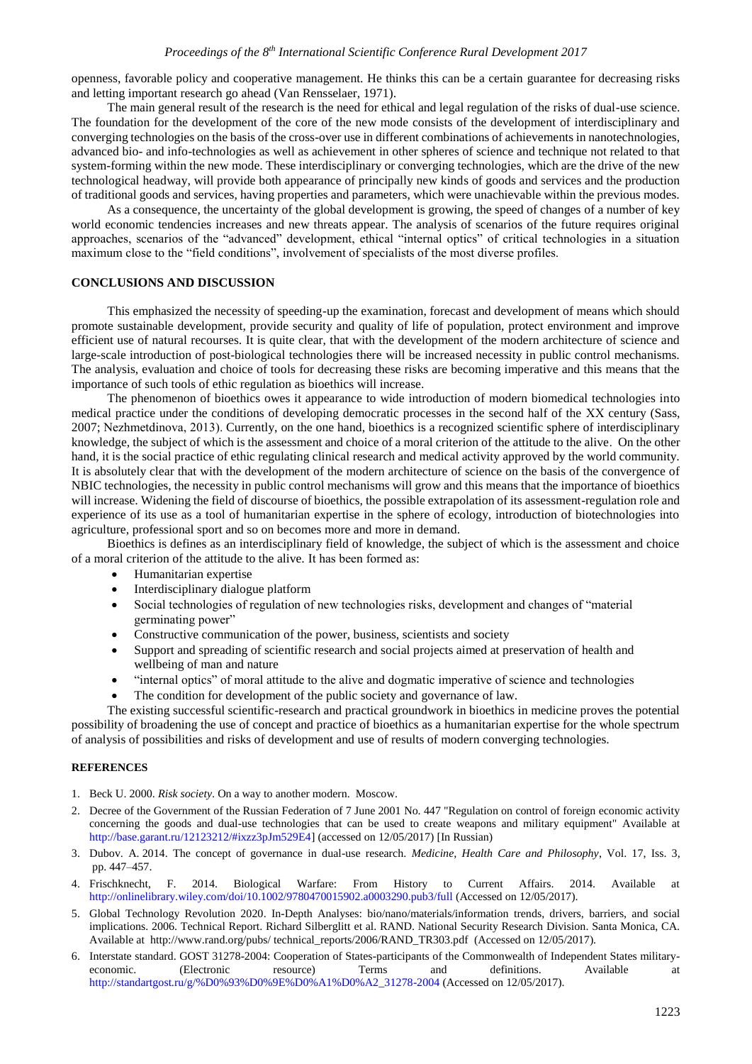openness, favorable policy and cooperative management. He thinks this can be a certain guarantee for decreasing risks and letting important research go ahead (Van Rensselaer, 1971).

The main general result of the research is the need for ethical and legal regulation of the risks of dual-use science. The foundation for the development of the core of the new mode consists of the development of interdisciplinary and converging technologies on the basis of the cross-over use in different combinations of achievements in nanotechnologies, advanced bio- and info-technologies as well as achievement in other spheres of science and technique not related to that system-forming within the new mode. These interdisciplinary or converging technologies, which are the drive of the new technological headway, will provide both appearance of principally new kinds of goods and services and the production of traditional goods and services, having properties and parameters, which were unachievable within the previous modes.

As a consequence, the uncertainty of the global development is growing, the speed of changes of a number of key world economic tendencies increases and new threats appear. The analysis of scenarios of the future requires original approaches, scenarios of the "advanced" development, ethical "internal optics" of critical technologies in a situation maximum close to the "field conditions", involvement of specialists of the most diverse profiles.

## CONCLUSIONS AND DISCUSSION

This emphasized the necessity of speeding-up the examination, forecast and development of means which should promote sustainable development, provide security and quality of life of population, protect environment and improve efficient use of natural recourses. It is quite clear, that with the development of the modern architecture of science and large-scale introduction of post-biological technologies there will be increased necessity in public control mechanisms. The analysis, evaluation and choice of tools for decreasing these risks are becoming imperative and this means that the importance of such tools of ethic regulation as bioethics will increase.

The phenomenon of bioethics owes it appearance to wide introduction of modern biomedical technologies into medical practice under the conditions of developing democratic processes in the second half of the XX century (Sass, 2007; Nezhmetdinova, 2013). Currently, on the one hand, bioethics is a recognized scientific sphere of interdisciplinary knowledge, the subject of which is the assessment and choice of a moral criterion of the attitude to the alive. On the other hand, it is the social practice of ethic regulating clinical research and medical activity approved by the world community. It is absolutely clear that with the development of the modern architecture of science on the basis of the convergence of NBIC technologies, the necessity in public control mechanisms will grow and this means that the importance of bioethics will increase. Widening the field of discourse of bioethics, the possible extrapolation of its assessment-regulation role and experience of its use as a tool of humanitarian expertise in the sphere of ecology, introduction of biotechnologies into agriculture, professional sport and so on becomes more and more in demand.

Bioethics is defines as an interdisciplinary field of knowledge, the subject of which is the assessment and choice of a moral criterion of the attitude to the alive. It has been formed as:

- Humanitarian expertise
- Interdisciplinary dialogue platform
- Social technologies of regulation of new technologies risks, development and changes of "material germinating power"
- Constructive communication of the power, business, scientists and society
- Support and spreading of scientific research and social projects aimed at preservation of health and wellbeing of man and nature
- "internal optics" of moral attitude to the alive and dogmatic imperative of science and technologies
- The condition for development of the public society and governance of law.

The existing successful scientific-research and practical groundwork in bioethics in medicine proves the potential possibility of broadening the use of concept and practice of bioethics as a humanitarian expertise for the whole spectrum of analysis of possibilities and risks of development and use of results of modern converging technologies.

### REFERENCES

1. Beck U. 2000. *Risk society*. On a way to another modern. Moscow.
2. Decree of the Government of the Russian Federation of 7 June 2001 No. 447 "Regulation on control of foreign economic activity concerning the goods and dual-use technologies that can be used to create weapons and military equipment" Available at http://base.garant.ru/12123212/#ixzz3pJm529E4] (accessed on 12/05/2017) [In Russian)
3. Dubov. A. 2014. The concept of governance in dual-use research. *Medicine, Health Care and Philosophy*, Vol. 17, Iss. 3, pp. 447–457.
4. Frischknecht, F. 2014. Biological Warfare: From History to Current Affairs. 2014. Available at http://onlinelibrary.wiley.com/doi/10.1002/9780470015902.a0003290.pub3/full (Accessed on 12/05/2017).
5. Global Technology Revolution 2020. In-Depth Analyses: bio/nano/materials/information trends, drivers, barriers, and social implications. 2006. Technical Report. Richard Silberglitt et al. RAND. National Security Research Division. Santa Monica, CA. Available at http://www.rand.org/pubs/ technical_reports/2006/RAND_TR303.pdf (Accessed on 12/05/2017).
6. Interstate standard. GOST 31278-2004: Cooperation of States-participants of the Commonwealth of Independent States military-economic. (Electronic resource) Terms and definitions. Available at http://standartgost.ru/g/%D0%93%D0%9E%D0%A1%D0%A2_31278-2004 (Accessed on 12/05/2017).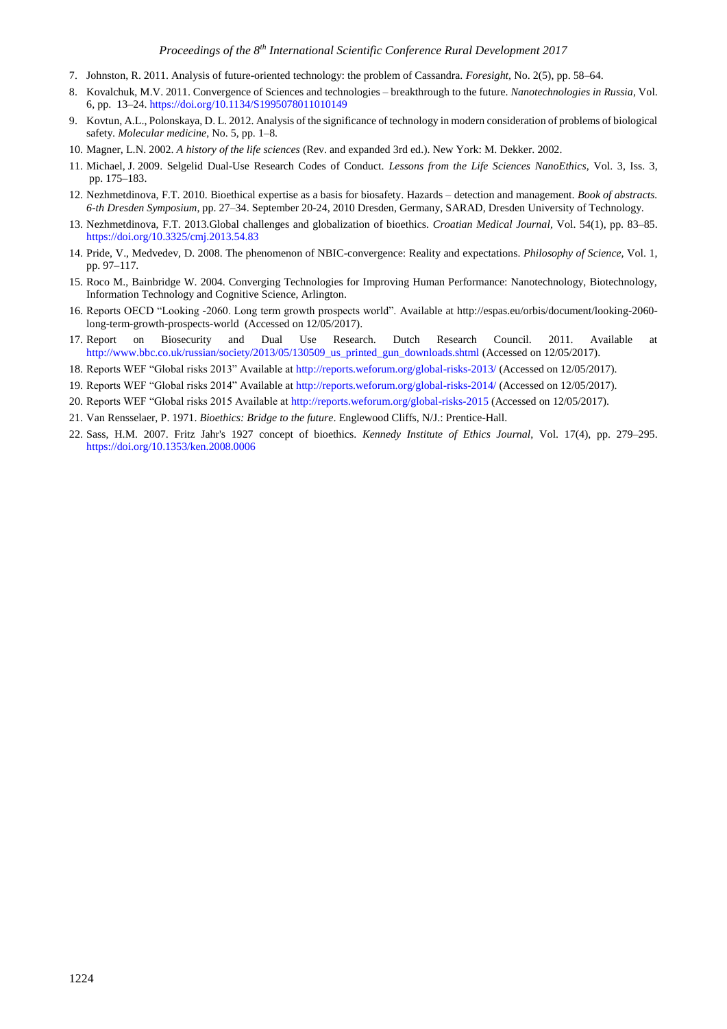7. Johnston, R. 2011. Analysis of future-oriented technology: the problem of Cassandra. *Foresight*, No. 2(5), pp. 58–64.
8. Kovalchuk, M.V. 2011. Convergence of Sciences and technologies – breakthrough to the future. *Nanotechnologies in Russia*, Vol. 6, pp. 13–24. https://doi.org/10.1134/S1995078011010149
9. Kovtun, A.L., Polonskaya, D. L. 2012. Analysis of the significance of technology in modern consideration of problems of biological safety. *Molecular medicine*, No. 5, pp. 1–8.
10. Magner, L.N. 2002. *A history of the life sciences* (Rev. and expanded 3rd ed.). New York: M. Dekker. 2002.
11. Michael, J. 2009. Selgelid Dual-Use Research Codes of Conduct. *Lessons from the Life Sciences NanoEthics*, Vol. 3, Iss. 3, pp. 175–183.
12. Nezhmetdinova, F.T. 2010. Bioethical expertise as a basis for biosafety. Hazards – detection and management. *Book of abstracts. 6-th Dresden Symposium*, pp. 27–34. September 20-24, 2010 Dresden, Germany, SARAD, Dresden University of Technology.
13. Nezhmetdinova, F.T. 2013.Global challenges and globalization of bioethics. *Croatian Medical Journal*, Vol. 54(1), pp. 83–85. https://doi.org/10.3325/cmj.2013.54.83
14. Pride, V., Medvedev, D. 2008. The phenomenon of NBIC-convergence: Reality and expectations. *Philosophy of Science*, Vol. 1, pp. 97–117.
15. Roco M., Bainbridge W. 2004. Converging Technologies for Improving Human Performance: Nanotechnology, Biotechnology, Information Technology and Cognitive Science, Arlington.
16. Reports OECD "Looking -2060. Long term growth prospects world". Available at http://espas.eu/orbis/document/looking-2060-long-term-growth-prospects-world (Accessed on 12/05/2017).
17. Report on Biosecurity and Dual Use Research. Dutch Research Council. 2011. Available at http://www.bbc.co.uk/russian/society/2013/05/130509_us_printed_gun_downloads.shtml (Accessed on 12/05/2017).
18. Reports WEF "Global risks 2013" Available at http://reports.weforum.org/global-risks-2013/ (Accessed on 12/05/2017).
19. Reports WEF "Global risks 2014" Available at http://reports.weforum.org/global-risks-2014/ (Accessed on 12/05/2017).
20. Reports WEF "Global risks 2015 Available at http://reports.weforum.org/global-risks-2015 (Accessed on 12/05/2017).
21. Van Rensselaer, P. 1971. *Bioethics: Bridge to the future*. Englewood Cliffs, N/J.: Prentice-Hall.
22. Sass, H.M. 2007. Fritz Jahr's 1927 concept of bioethics. *Kennedy Institute of Ethics Journal*, Vol. 17(4), pp. 279–295. https://doi.org/10.1353/ken.2008.0006